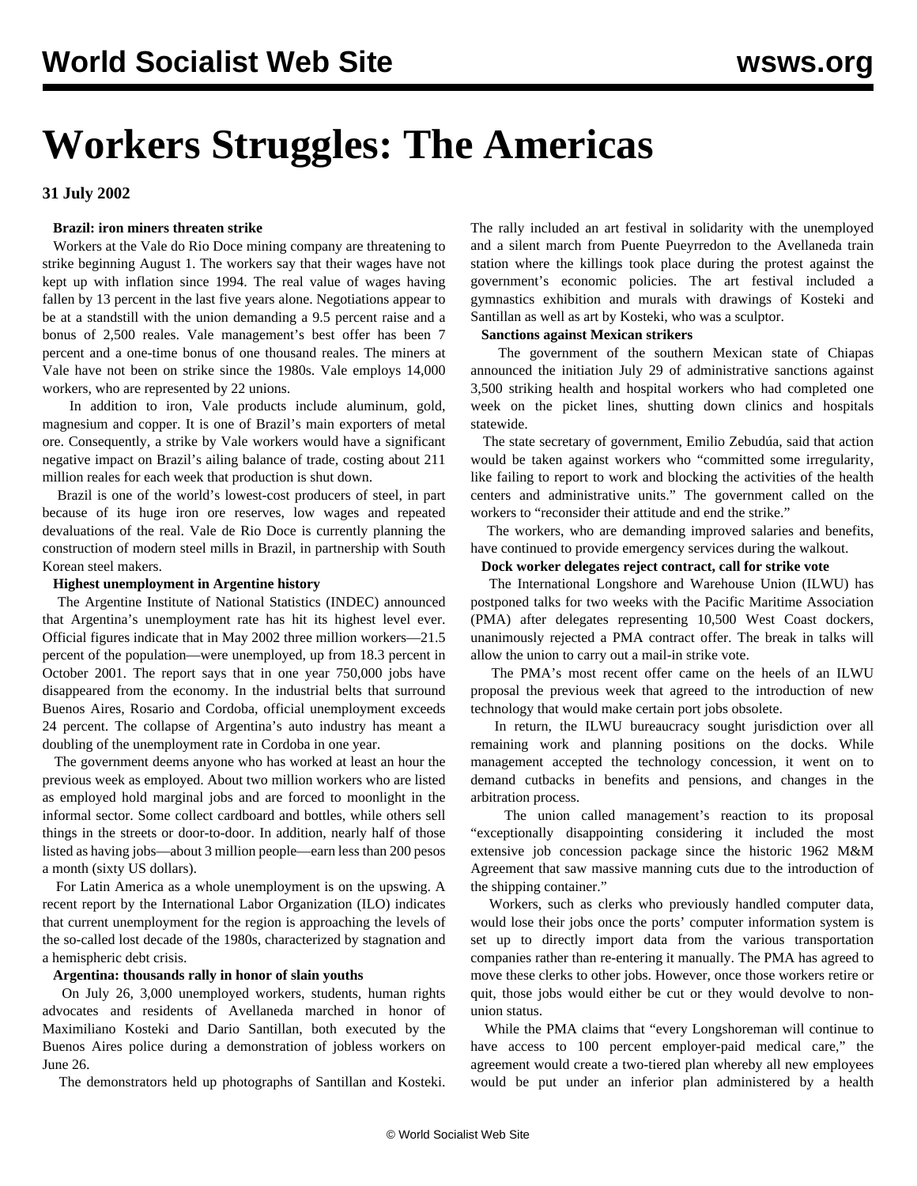# Workers Struggles: The Americas

**31 July 2002**

**Brazil: iron miners threaten strike**

Workers at the Vale do Rio Doce mining company are threatening to strike beginning August 1. The workers say that their wages have not kept up with inflation since 1994. The real value of wages having fallen by 13 percent in the last five years alone. Negotiations appear to be at a standstill with the union demanding a 9.5 percent raise and a bonus of 2,500 reales. Vale management's best offer has been 7 percent and a one-time bonus of one thousand reales. The miners at Vale have not been on strike since the 1980s. Vale employs 14,000 workers, who are represented by 22 unions.

In addition to iron, Vale products include aluminum, gold, magnesium and copper. It is one of Brazil's main exporters of metal ore. Consequently, a strike by Vale workers would have a significant negative impact on Brazil's ailing balance of trade, costing about 211 million reales for each week that production is shut down.

Brazil is one of the world's lowest-cost producers of steel, in part because of its huge iron ore reserves, low wages and repeated devaluations of the real. Vale de Rio Doce is currently planning the construction of modern steel mills in Brazil, in partnership with South Korean steel makers.

**Highest unemployment in Argentine history**

The Argentine Institute of National Statistics (INDEC) announced that Argentina's unemployment rate has hit its highest level ever. Official figures indicate that in May 2002 three million workers—21.5 percent of the population—were unemployed, up from 18.3 percent in October 2001. The report says that in one year 750,000 jobs have disappeared from the economy. In the industrial belts that surround Buenos Aires, Rosario and Cordoba, official unemployment exceeds 24 percent. The collapse of Argentina's auto industry has meant a doubling of the unemployment rate in Cordoba in one year.

The government deems anyone who has worked at least an hour the previous week as employed. About two million workers who are listed as employed hold marginal jobs and are forced to moonlight in the informal sector. Some collect cardboard and bottles, while others sell things in the streets or door-to-door. In addition, nearly half of those listed as having jobs—about 3 million people—earn less than 200 pesos a month (sixty US dollars).

For Latin America as a whole unemployment is on the upswing. A recent report by the International Labor Organization (ILO) indicates that current unemployment for the region is approaching the levels of the so-called lost decade of the 1980s, characterized by stagnation and a hemispheric debt crisis.

**Argentina: thousands rally in honor of slain youths**

On July 26, 3,000 unemployed workers, students, human rights advocates and residents of Avellaneda marched in honor of Maximiliano Kosteki and Dario Santillan, both executed by the Buenos Aires police during a demonstration of jobless workers on June 26.

The demonstrators held up photographs of Santillan and Kosteki. The rally included an art festival in solidarity with the unemployed and a silent march from Puente Pueyrredon to the Avellaneda train station where the killings took place during the protest against the government's economic policies. The art festival included a gymnastics exhibition and murals with drawings of Kosteki and Santillan as well as art by Kosteki, who was a sculptor.

**Sanctions against Mexican strikers**

The government of the southern Mexican state of Chiapas announced the initiation July 29 of administrative sanctions against 3,500 striking health and hospital workers who had completed one week on the picket lines, shutting down clinics and hospitals statewide.

The state secretary of government, Emilio Zebudúa, said that action would be taken against workers who "committed some irregularity, like failing to report to work and blocking the activities of the health centers and administrative units." The government called on the workers to "reconsider their attitude and end the strike."

The workers, who are demanding improved salaries and benefits, have continued to provide emergency services during the walkout.

**Dock worker delegates reject contract, call for strike vote**

The International Longshore and Warehouse Union (ILWU) has postponed talks for two weeks with the Pacific Maritime Association (PMA) after delegates representing 10,500 West Coast dockers, unanimously rejected a PMA contract offer. The break in talks will allow the union to carry out a mail-in strike vote.

The PMA's most recent offer came on the heels of an ILWU proposal the previous week that agreed to the introduction of new technology that would make certain port jobs obsolete.

In return, the ILWU bureaucracy sought jurisdiction over all remaining work and planning positions on the docks. While management accepted the technology concession, it went on to demand cutbacks in benefits and pensions, and changes in the arbitration process.

The union called management's reaction to its proposal "exceptionally disappointing considering it included the most extensive job concession package since the historic 1962 M&M Agreement that saw massive manning cuts due to the introduction of the shipping container."

Workers, such as clerks who previously handled computer data, would lose their jobs once the ports' computer information system is set up to directly import data from the various transportation companies rather than re-entering it manually. The PMA has agreed to move these clerks to other jobs. However, once those workers retire or quit, those jobs would either be cut or they would devolve to non-union status.

While the PMA claims that "every Longshoreman will continue to have access to 100 percent employer-paid medical care," the agreement would create a two-tiered plan whereby all new employees would be put under an inferior plan administered by a health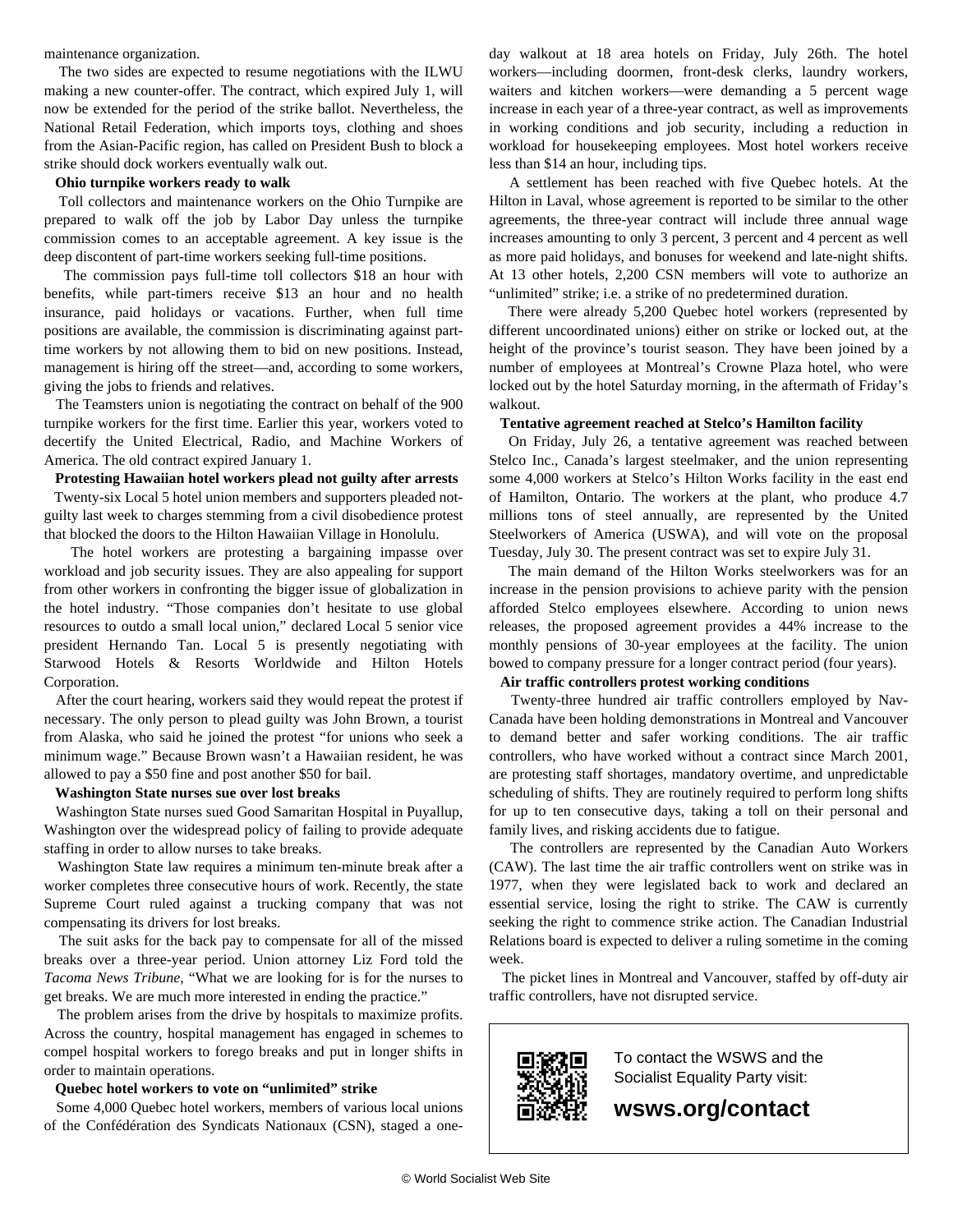maintenance organization.

The two sides are expected to resume negotiations with the ILWU making a new counter-offer. The contract, which expired July 1, will now be extended for the period of the strike ballot. Nevertheless, the National Retail Federation, which imports toys, clothing and shoes from the Asian-Pacific region, has called on President Bush to block a strike should dock workers eventually walk out.

**Ohio turnpike workers ready to walk**

Toll collectors and maintenance workers on the Ohio Turnpike are prepared to walk off the job by Labor Day unless the turnpike commission comes to an acceptable agreement. A key issue is the deep discontent of part-time workers seeking full-time positions.

The commission pays full-time toll collectors $18 an hour with benefits, while part-timers receive $13 an hour and no health insurance, paid holidays or vacations. Further, when full time positions are available, the commission is discriminating against part-time workers by not allowing them to bid on new positions. Instead, management is hiring off the street—and, according to some workers, giving the jobs to friends and relatives.

The Teamsters union is negotiating the contract on behalf of the 900 turnpike workers for the first time. Earlier this year, workers voted to decertify the United Electrical, Radio, and Machine Workers of America. The old contract expired January 1.

**Protesting Hawaiian hotel workers plead not guilty after arrests**

Twenty-six Local 5 hotel union members and supporters pleaded not-guilty last week to charges stemming from a civil disobedience protest that blocked the doors to the Hilton Hawaiian Village in Honolulu.

The hotel workers are protesting a bargaining impasse over workload and job security issues. They are also appealing for support from other workers in confronting the bigger issue of globalization in the hotel industry. "Those companies don't hesitate to use global resources to outdo a small local union," declared Local 5 senior vice president Hernando Tan. Local 5 is presently negotiating with Starwood Hotels & Resorts Worldwide and Hilton Hotels Corporation.

After the court hearing, workers said they would repeat the protest if necessary. The only person to plead guilty was John Brown, a tourist from Alaska, who said he joined the protest "for unions who seek a minimum wage." Because Brown wasn't a Hawaiian resident, he was allowed to pay a $50 fine and post another $50 for bail.

**Washington State nurses sue over lost breaks**

Washington State nurses sued Good Samaritan Hospital in Puyallup, Washington over the widespread policy of failing to provide adequate staffing in order to allow nurses to take breaks.

Washington State law requires a minimum ten-minute break after a worker completes three consecutive hours of work. Recently, the state Supreme Court ruled against a trucking company that was not compensating its drivers for lost breaks.

The suit asks for the back pay to compensate for all of the missed breaks over a three-year period. Union attorney Liz Ford told the *Tacoma News Tribune*, "What we are looking for is for the nurses to get breaks. We are much more interested in ending the practice."

The problem arises from the drive by hospitals to maximize profits. Across the country, hospital management has engaged in schemes to compel hospital workers to forego breaks and put in longer shifts in order to maintain operations.

**Quebec hotel workers to vote on "unlimited" strike**

Some 4,000 Quebec hotel workers, members of various local unions of the Confédération des Syndicats Nationaux (CSN), staged a one-day walkout at 18 area hotels on Friday, July 26th. The hotel workers—including doormen, front-desk clerks, laundry workers, waiters and kitchen workers—were demanding a 5 percent wage increase in each year of a three-year contract, as well as improvements in working conditions and job security, including a reduction in workload for housekeeping employees. Most hotel workers receive less than $14 an hour, including tips.

A settlement has been reached with five Quebec hotels. At the Hilton in Laval, whose agreement is reported to be similar to the other agreements, the three-year contract will include three annual wage increases amounting to only 3 percent, 3 percent and 4 percent as well as more paid holidays, and bonuses for weekend and late-night shifts. At 13 other hotels, 2,200 CSN members will vote to authorize an "unlimited" strike; i.e. a strike of no predetermined duration.

There were already 5,200 Quebec hotel workers (represented by different uncoordinated unions) either on strike or locked out, at the height of the province's tourist season. They have been joined by a number of employees at Montreal's Crowne Plaza hotel, who were locked out by the hotel Saturday morning, in the aftermath of Friday's walkout.

**Tentative agreement reached at Stelco's Hamilton facility**

On Friday, July 26, a tentative agreement was reached between Stelco Inc., Canada's largest steelmaker, and the union representing some 4,000 workers at Stelco's Hilton Works facility in the east end of Hamilton, Ontario. The workers at the plant, who produce 4.7 millions tons of steel annually, are represented by the United Steelworkers of America (USWA), and will vote on the proposal Tuesday, July 30. The present contract was set to expire July 31.

The main demand of the Hilton Works steelworkers was for an increase in the pension provisions to achieve parity with the pension afforded Stelco employees elsewhere. According to union news releases, the proposed agreement provides a 44% increase to the monthly pensions of 30-year employees at the facility. The union bowed to company pressure for a longer contract period (four years).

**Air traffic controllers protest working conditions**

Twenty-three hundred air traffic controllers employed by Nav-Canada have been holding demonstrations in Montreal and Vancouver to demand better and safer working conditions. The air traffic controllers, who have worked without a contract since March 2001, are protesting staff shortages, mandatory overtime, and unpredictable scheduling of shifts. They are routinely required to perform long shifts for up to ten consecutive days, taking a toll on their personal and family lives, and risking accidents due to fatigue.

The controllers are represented by the Canadian Auto Workers (CAW). The last time the air traffic controllers went on strike was in 1977, when they were legislated back to work and declared an essential service, losing the right to strike. The CAW is currently seeking the right to commence strike action. The Canadian Industrial Relations board is expected to deliver a ruling sometime in the coming week.

The picket lines in Montreal and Vancouver, staffed by off-duty air traffic controllers, have not disrupted service.

To contact the WSWS and the Socialist Equality Party visit:

**wsws.org/contact**